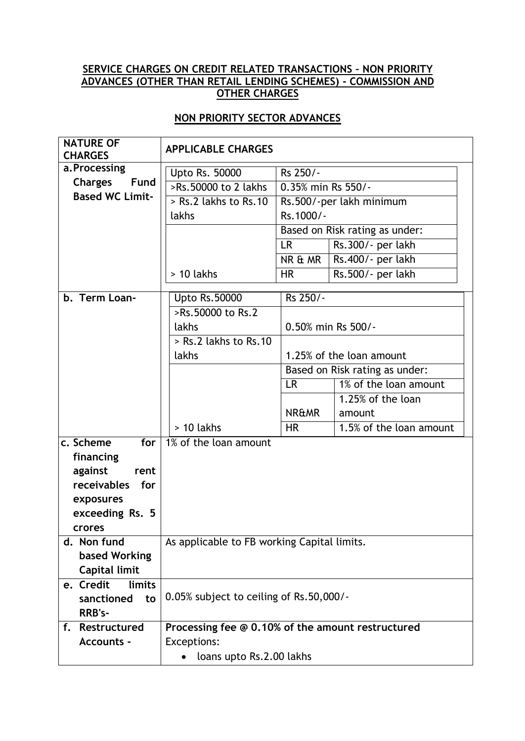## SERVICE CHARGES ON CREDIT RELATED TRANSACTIONS – NON PRIORITY ADVANCES (OTHER THAN RETAIL LENDING SCHEMES) - COMMISSION AND OTHER CHARGES

## NON PRIORITY SECTOR ADVANCES

| NATURE OF CHARGES | APPLICABLE CHARGES | | |
|---|---|---|---|
| **a. Processing Charges Fund Based WC Limit-** | Upto Rs. 50000 | Rs 250/- | |
| | >Rs.50000 to 2 lakhs | 0.35% min Rs 550/- | |
| | > Rs.2 lakhs to Rs.10 lakhs | Rs.500/-per lakh minimum Rs.1000/- | |
| | > 10 lakhs | Based on Risk rating as under: | |
| | | LR | Rs.300/- per lakh |
| | | NR & MR | Rs.400/- per lakh |
| | | HR | Rs.500/- per lakh |
| **b. Term Loan-** | Upto Rs.50000 | Rs 250/- | |
| | >Rs.50000 to Rs.2 lakhs | 0.50% min Rs 500/- | |
| | > Rs.2 lakhs to Rs.10 lakhs | 1.25% of the loan amount | |
| | > 10 lakhs | Based on Risk rating as under: | |
| | | LR | 1% of the loan amount |
| | | NR&MR | 1.25% of the loan amount |
| | | HR | 1.5% of the loan amount |
| **c. Scheme for financing against rent receivables for exposures exceeding Rs. 5 crores** | 1% of the loan amount | | |
| **d. Non fund based Working Capital limit** | As applicable to FB working Capital limits. | | |
| **e. Credit limits sanctioned to RRB's-** | 0.05% subject to ceiling of Rs.50,000/- | | |
| **f. Restructured Accounts -** | **Processing fee @ 0.10% of the amount restructured**<br>Exceptions:<br>• loans upto Rs.2.00 lakhs | | |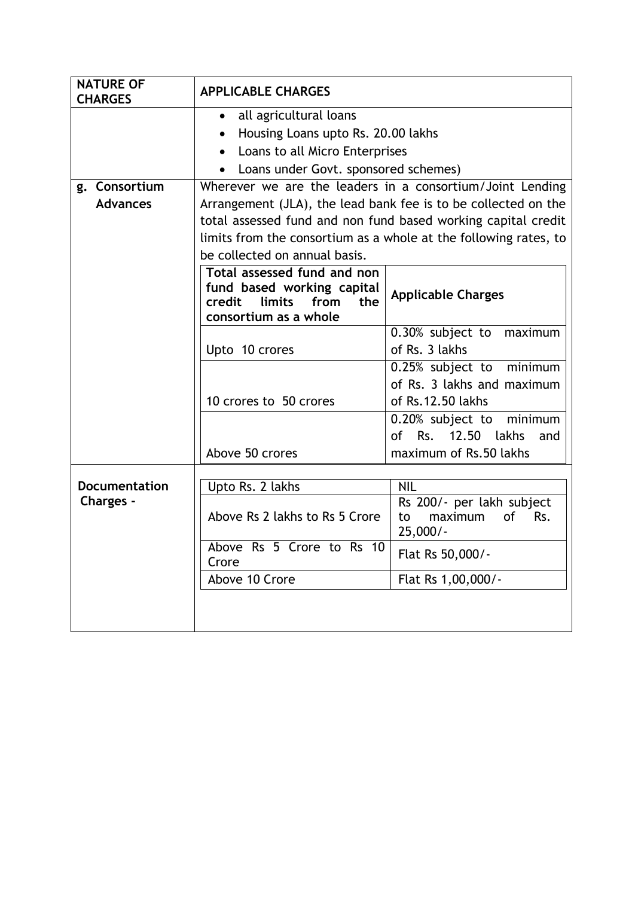| NATURE OF CHARGES | APPLICABLE CHARGES |
|---|---|
| | • all agricultural loans<br>• Housing Loans upto Rs. 20.00 lakhs<br>• Loans to all Micro Enterprises<br>• Loans under Govt. sponsored schemes) |
| g. Consortium Advances | Wherever we are the leaders in a consortium/Joint Lending Arrangement (JLA), the lead bank fee is to be collected on the total assessed fund and non fund based working capital credit limits from the consortium as a whole at the following rates, to be collected on annual basis. |

| Total assessed fund and non fund based working capital credit limits from the consortium as a whole | Applicable Charges |
|---|---|
| Upto 10 crores | 0.30% subject to maximum of Rs. 3 lakhs |
| 10 crores to 50 crores | 0.25% subject to minimum of Rs. 3 lakhs and maximum of Rs.12.50 lakhs |
| Above 50 crores | 0.20% subject to minimum of Rs. 12.50 lakhs and maximum of Rs.50 lakhs |

**Documentation Charges -**

| | |
|---|---|
| Upto Rs. 2 lakhs | NIL |
| Above Rs 2 lakhs to Rs 5 Crore | Rs 200/- per lakh subject to maximum of Rs. 25,000/- |
| Above Rs 5 Crore to Rs 10 Crore | Flat Rs 50,000/- |
| Above 10 Crore | Flat Rs 1,00,000/- |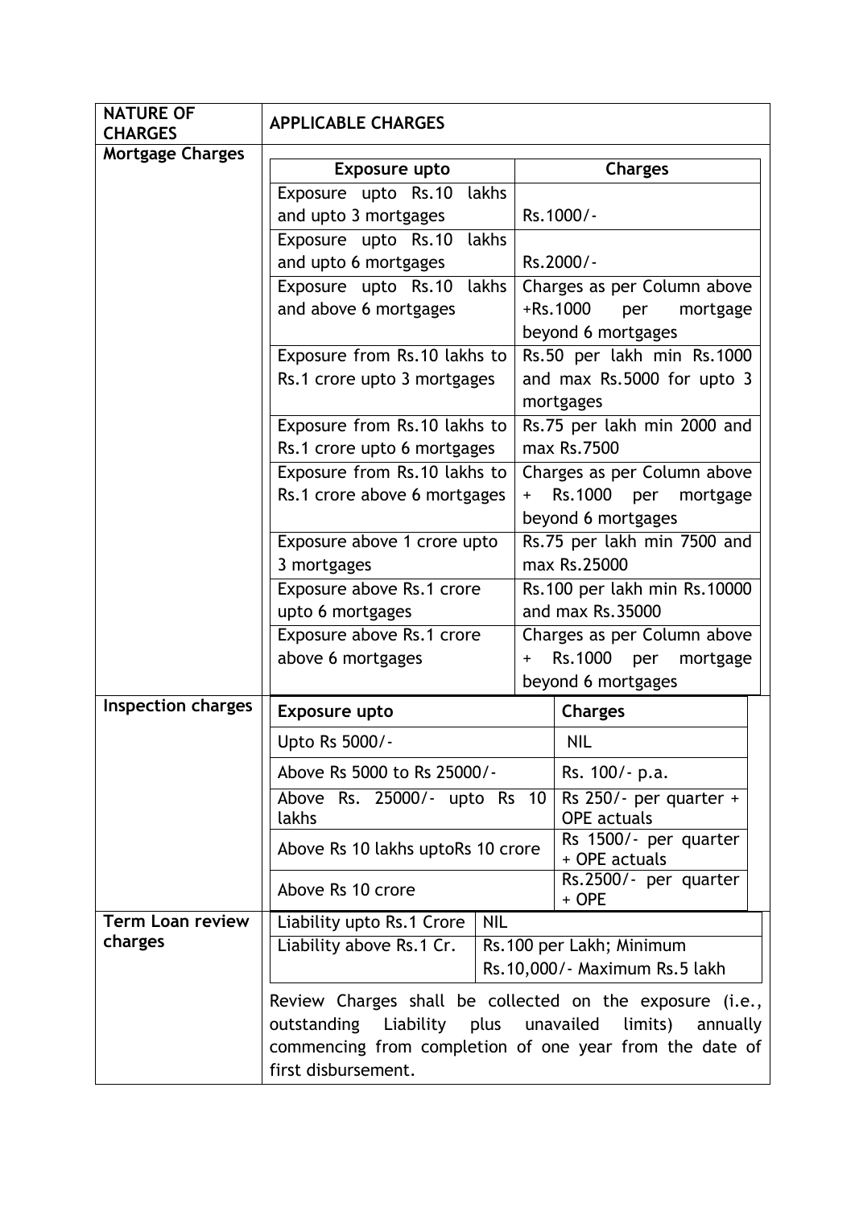| NATURE OF CHARGES | APPLICABLE CHARGES | |
|---|---|---|
| Mortgage Charges | **Exposure upto** | **Charges** |
| | Exposure upto Rs.10 lakhs and upto 3 mortgages | Rs.1000/- |
| | Exposure upto Rs.10 lakhs and upto 6 mortgages | Rs.2000/- |
| | Exposure upto Rs.10 lakhs and above 6 mortgages | Charges as per Column above +Rs.1000 per mortgage beyond 6 mortgages |
| | Exposure from Rs.10 lakhs to Rs.1 crore upto 3 mortgages | Rs.50 per lakh min Rs.1000 and max Rs.5000 for upto 3 mortgages |
| | Exposure from Rs.10 lakhs to Rs.1 crore upto 6 mortgages | Rs.75 per lakh min 2000 and max Rs.7500 |
| | Exposure from Rs.10 lakhs to Rs.1 crore above 6 mortgages | Charges as per Column above + Rs.1000 per mortgage beyond 6 mortgages |
| | Exposure above 1 crore upto 3 mortgages | Rs.75 per lakh min 7500 and max Rs.25000 |
| | Exposure above Rs.1 crore upto 6 mortgages | Rs.100 per lakh min Rs.10000 and max Rs.35000 |
| | Exposure above Rs.1 crore above 6 mortgages | Charges as per Column above + Rs.1000 per mortgage beyond 6 mortgages |
| Inspection charges | **Exposure upto** | **Charges** |
| | Upto Rs 5000/- | NIL |
| | Above Rs 5000 to Rs 25000/- | Rs. 100/- p.a. |
| | Above Rs. 25000/- upto Rs 10 lakhs | Rs 250/- per quarter + OPE actuals |
| | Above Rs 10 lakhs uptoRs 10 crore | Rs 1500/- per quarter + OPE actuals |
| | Above Rs 10 crore | Rs.2500/- per quarter + OPE |
| Term Loan review charges | Liability upto Rs.1 Crore | NIL |
| | Liability above Rs.1 Cr. | Rs.100 per Lakh; Minimum Rs.10,000/- Maximum Rs.5 lakh |
| | Review Charges shall be collected on the exposure (i.e., outstanding Liability plus unavailed limits) annually commencing from completion of one year from the date of first disbursement. | |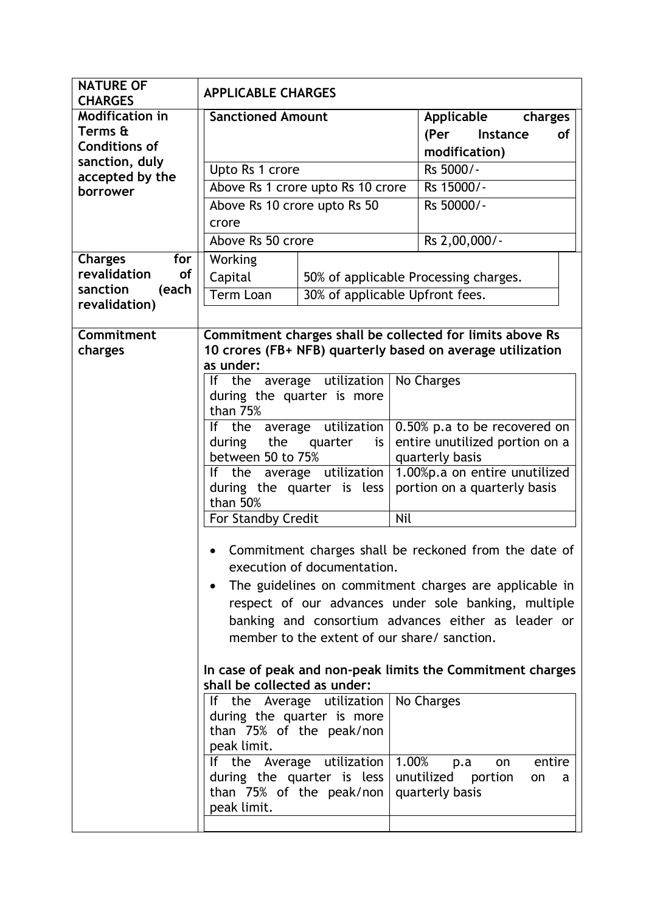<table>
<tr><th>NATURE OF CHARGES</th><th>APPLICABLE CHARGES</th></tr>
<tr><td><b>Modification in Terms &amp; Conditions of sanction, duly accepted by the borrower</b></td><td>

| Sanctioned Amount | Applicable charges (Per Instance of modification) |
|---|---|
| Upto Rs 1 crore | Rs 5000/- |
| Above Rs 1 crore upto Rs 10 crore | Rs 15000/- |
| Above Rs 10 crore upto Rs 50 crore | Rs 50000/- |
| Above Rs 50 crore | Rs 2,00,000/- |

</td></tr>
<tr><td><b>Charges for revalidation of sanction (each revalidation)</b></td><td>

| | |
|---|---|
| Working Capital | 50% of applicable Processing charges. |
| Term Loan | 30% of applicable Upfront fees. |

</td></tr>
<tr><td><b>Commitment charges</b></td><td>

**Commitment charges shall be collected for limits above Rs 10 crores (FB+ NFB) quarterly based on average utilization as under:**

| | |
|---|---|
| If the average utilization during the quarter is more than 75% | No Charges |
| If the average utilization during the quarter is between 50 to 75% | 0.50% p.a to be recovered on entire unutilized portion on a quarterly basis |
| If the average utilization during the quarter is less than 50% | 1.00%p.a on entire unutilized portion on a quarterly basis |
| For Standby Credit | Nil |

- Commitment charges shall be reckoned from the date of execution of documentation.
- The guidelines on commitment charges are applicable in respect of our advances under sole banking, multiple banking and consortium advances either as leader or member to the extent of our share/ sanction.

**In case of peak and non-peak limits the Commitment charges shall be collected as under:**

| | |
|---|---|
| If the Average utilization during the quarter is more than 75% of the peak/non peak limit. | No Charges |
| If the Average utilization during the quarter is less than 75% of the peak/non peak limit. | 1.00% p.a on entire unutilized portion on a quarterly basis |

</td></tr>
</table>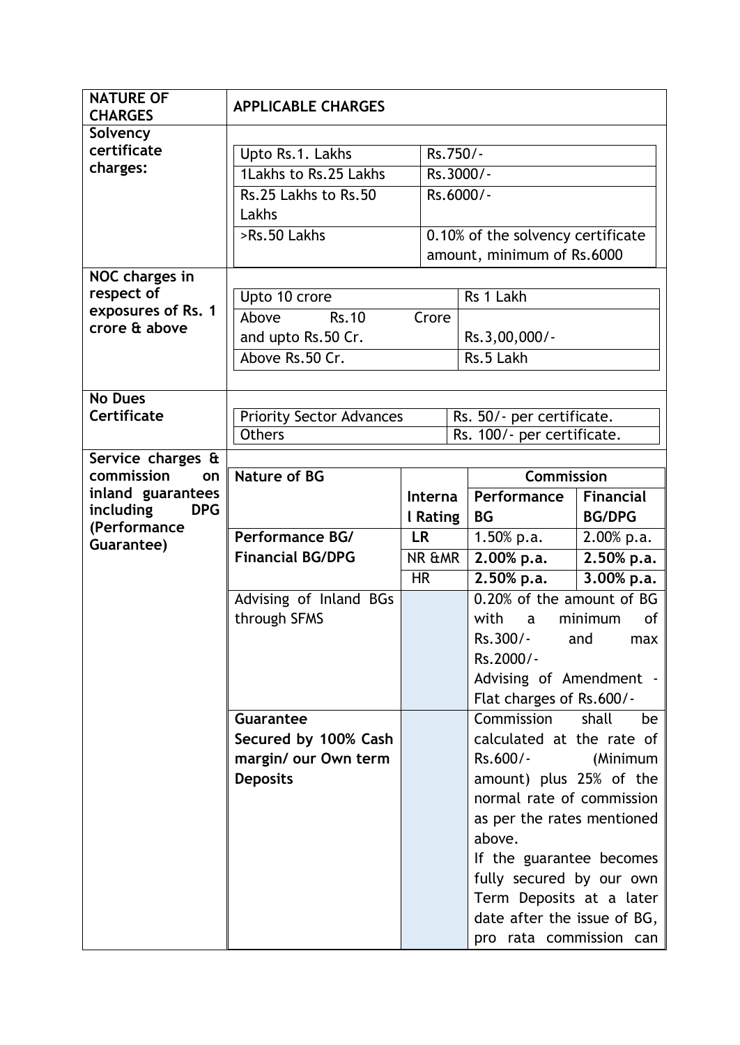| NATURE OF CHARGES | APPLICABLE CHARGES | | | |
|---|---|---|---|---|
| **Solvency certificate charges:** | Upto Rs.1. Lakhs | Rs.750/- | | |
| | 1Lakhs to Rs.25 Lakhs | Rs.3000/- | | |
| | Rs.25 Lakhs to Rs.50 Lakhs | Rs.6000/- | | |
| | >Rs.50 Lakhs | 0.10% of the solvency certificate amount, minimum of Rs.6000 | | |
| **NOC charges in respect of exposures of Rs. 1 crore & above** | Upto 10 crore | Rs 1 Lakh | | |
| | Above Rs.10 Crore and upto Rs.50 Cr. | Rs.3,00,000/- | | |
| | Above Rs.50 Cr. | Rs.5 Lakh | | |
| **No Dues Certificate** | Priority Sector Advances | Rs. 50/- per certificate. | | |
| | Others | Rs. 100/- per certificate. | | |
| **Service charges & commission on inland guarantees including DPG (Performance Guarantee)** | **Nature of BG** | **Internal Rating** | **Commission** | |
| | | | **Performance BG** | **Financial BG/DPG** |
| | **Performance BG/ Financial BG/DPG** | **LR** | 1.50% p.a. | 2.00% p.a. |
| | | NR &MR | **2.00% p.a.** | **2.50% p.a.** |
| | | HR | **2.50% p.a.** | **3.00% p.a.** |
| | Advising of Inland BGs through SFMS | | 0.20% of the amount of BG with a minimum of Rs.300/- and max Rs.2000/- Advising of Amendment - Flat charges of Rs.600/- | |
| | **Guarantee Secured by 100% Cash margin/ our Own term Deposits** | | Commission shall be calculated at the rate of Rs.600/- (Minimum amount) plus 25% of the normal rate of commission as per the rates mentioned above. If the guarantee becomes fully secured by our own Term Deposits at a later date after the issue of BG, pro rata commission can | |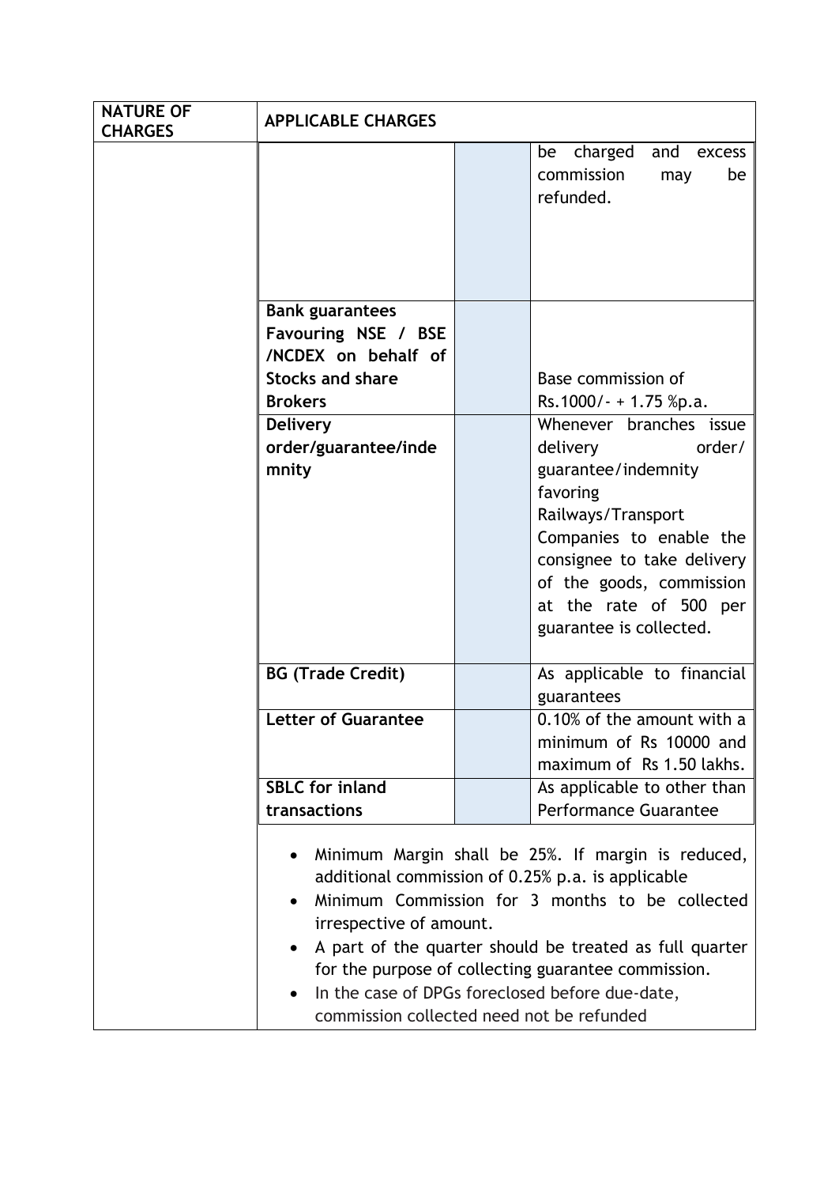| NATURE OF CHARGES | APPLICABLE CHARGES | | |
|---|---|---|---|
| | | | be charged and excess commission may be refunded. |
| | **Bank guarantees Favouring NSE / BSE /NCDEX on behalf of Stocks and share Brokers** | | Base commission of Rs.1000/- + 1.75 %p.a. |
| | **Delivery order/guarantee/indemnity** | | Whenever branches issue delivery order/ guarantee/indemnity favoring Railways/Transport Companies to enable the consignee to take delivery of the goods, commission at the rate of 500 per guarantee is collected. |
| | **BG (Trade Credit)** | | As applicable to financial guarantees |
| | **Letter of Guarantee** | | 0.10% of the amount with a minimum of Rs 10000 and maximum of Rs 1.50 lakhs. |
| | **SBLC for inland transactions** | | As applicable to other than Performance Guarantee |
| | • Minimum Margin shall be 25%. If margin is reduced, additional commission of 0.25% p.a. is applicable<br>• Minimum Commission for 3 months to be collected irrespective of amount.<br>• A part of the quarter should be treated as full quarter for the purpose of collecting guarantee commission.<br>• In the case of DPGs foreclosed before due-date, commission collected need not be refunded | | |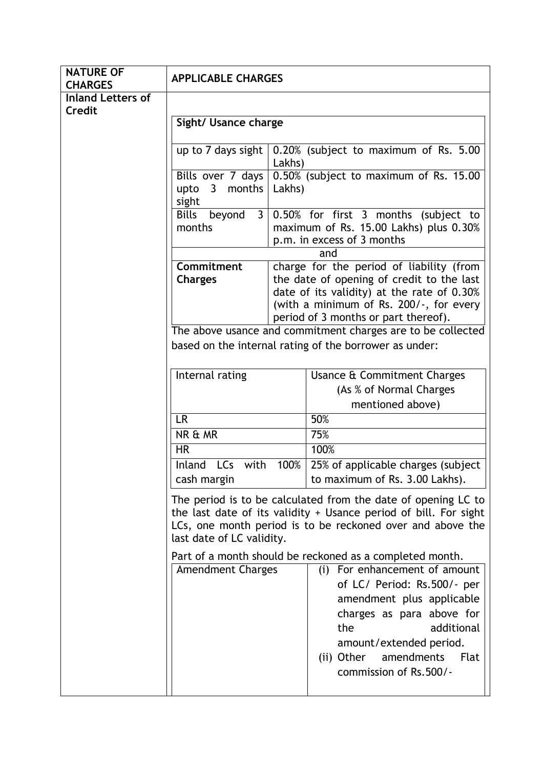| NATURE OF CHARGES | APPLICABLE CHARGES |
|---|---|
| **Inland Letters of Credit** | |

**Sight/ Usance charge**

| | |
|---|---|
| up to 7 days sight | 0.20% (subject to maximum of Rs. 5.00 Lakhs) |
| Bills over 7 days upto 3 months sight | 0.50% (subject to maximum of Rs. 15.00 Lakhs) |
| Bills beyond 3 months | 0.50% for first 3 months (subject to maximum of Rs. 15.00 Lakhs) plus 0.30% p.m. in excess of 3 months |
| and | |
| **Commitment Charges** | charge for the period of liability (from the date of opening of credit to the last date of its validity) at the rate of 0.30% (with a minimum of Rs. 200/-, for every period of 3 months or part thereof). |

The above usance and commitment charges are to be collected based on the internal rating of the borrower as under:

| Internal rating | Usance & Commitment Charges (As % of Normal Charges mentioned above) |
|---|---|
| LR | 50% |
| NR & MR | 75% |
| HR | 100% |
| Inland LCs with 100% cash margin | 25% of applicable charges (subject to maximum of Rs. 3.00 Lakhs). |

The period is to be calculated from the date of opening LC to the last date of its validity + Usance period of bill. For sight LCs, one month period is to be reckoned over and above the last date of LC validity.

Part of a month should be reckoned as a completed month.

| | |
|---|---|
| Amendment Charges | (i) For enhancement of amount of LC/ Period: Rs.500/- per amendment plus applicable charges as para above for the additional amount/extended period.<br>(ii) Other amendments Flat commission of Rs.500/- |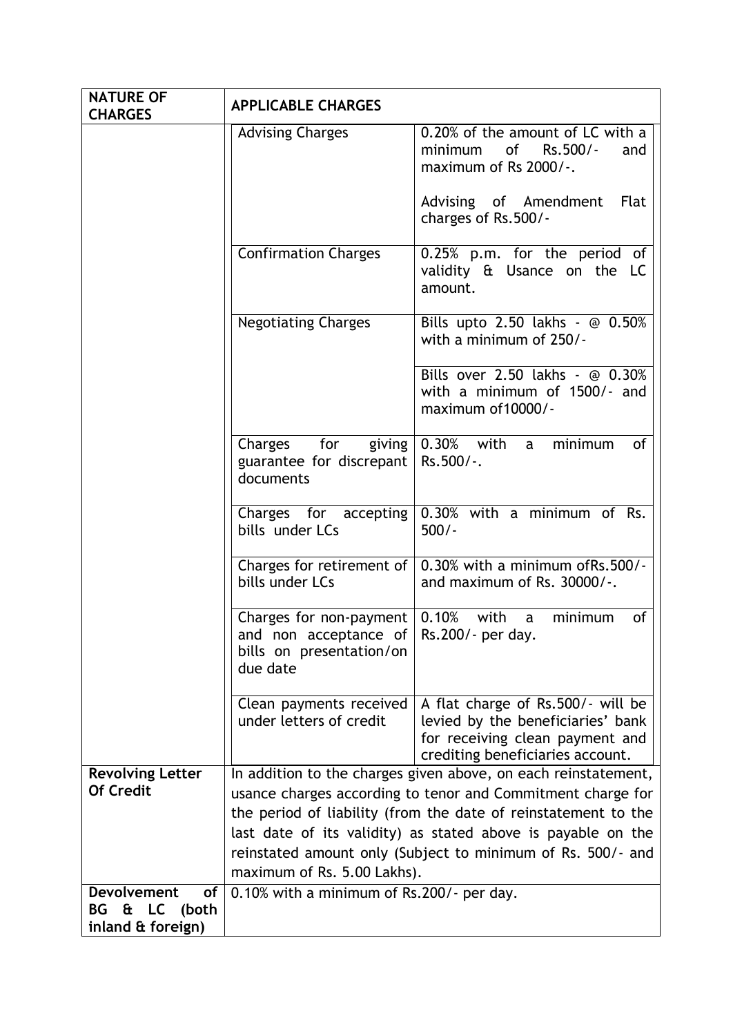| NATURE OF CHARGES | APPLICABLE CHARGES | |
|---|---|---|
| | Advising Charges | 0.20% of the amount of LC with a minimum of Rs.500/- and maximum of Rs 2000/-.<br><br>Advising of Amendment Flat charges of Rs.500/- |
| | Confirmation Charges | 0.25% p.m. for the period of validity & Usance on the LC amount. |
| | Negotiating Charges | Bills upto 2.50 lakhs - @ 0.50% with a minimum of 250/- |
| | | Bills over 2.50 lakhs - @ 0.30% with a minimum of 1500/- and maximum of10000/- |
| | Charges for giving guarantee for discrepant documents | 0.30% with a minimum of Rs.500/-. |
| | Charges for accepting bills under LCs | 0.30% with a minimum of Rs. 500/- |
| | Charges for retirement of bills under LCs | 0.30% with a minimum ofRs.500/- and maximum of Rs. 30000/-. |
| | Charges for non-payment and non acceptance of bills on presentation/on due date | 0.10% with a minimum of Rs.200/- per day. |
| | Clean payments received under letters of credit | A flat charge of Rs.500/- will be levied by the beneficiaries' bank for receiving clean payment and crediting beneficiaries account. |
| **Revolving Letter Of Credit** | In addition to the charges given above, on each reinstatement, usance charges according to tenor and Commitment charge for the period of liability (from the date of reinstatement to the last date of its validity) as stated above is payable on the reinstated amount only (Subject to minimum of Rs. 500/- and maximum of Rs. 5.00 Lakhs). | |
| **Devolvement of BG & LC (both inland & foreign)** | 0.10% with a minimum of Rs.200/- per day. | |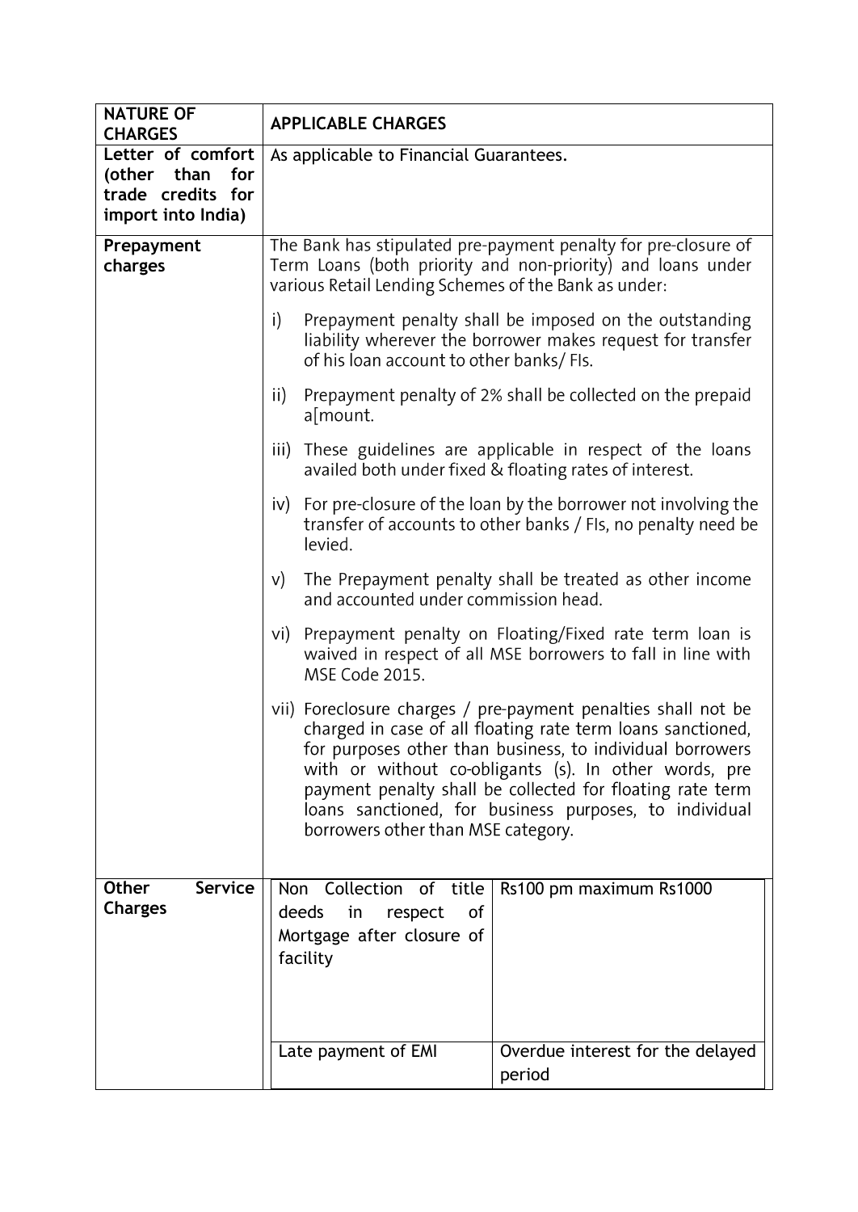| NATURE OF CHARGES | APPLICABLE CHARGES | |
|---|---|---|
| **Letter of comfort (other than for trade credits for import into India)** | As applicable to Financial Guarantees. | |
| **Prepayment charges** | The Bank has stipulated pre-payment penalty for pre-closure of Term Loans (both priority and non-priority) and loans under various Retail Lending Schemes of the Bank as under:<br><br>i) Prepayment penalty shall be imposed on the outstanding liability wherever the borrower makes request for transfer of his loan account to other banks/ FIs.<br><br>ii) Prepayment penalty of 2% shall be collected on the prepaid a[mount.<br><br>iii) These guidelines are applicable in respect of the loans availed both under fixed & floating rates of interest.<br><br>iv) For pre-closure of the loan by the borrower not involving the transfer of accounts to other banks / FIs, no penalty need be levied.<br><br>v) The Prepayment penalty shall be treated as other income and accounted under commission head.<br><br>vi) Prepayment penalty on Floating/Fixed rate term loan is waived in respect of all MSE borrowers to fall in line with MSE Code 2015.<br><br>vii) Foreclosure charges / pre-payment penalties shall not be charged in case of all floating rate term loans sanctioned, for purposes other than business, to individual borrowers with or without co-obligants (s). In other words, pre payment penalty shall be collected for floating rate term loans sanctioned, for business purposes, to individual borrowers other than MSE category. | |
| **Other Service Charges** | Non Collection of title deeds in respect of Mortgage after closure of facility | Rs100 pm maximum Rs1000 |
| | Late payment of EMI | Overdue interest for the delayed period |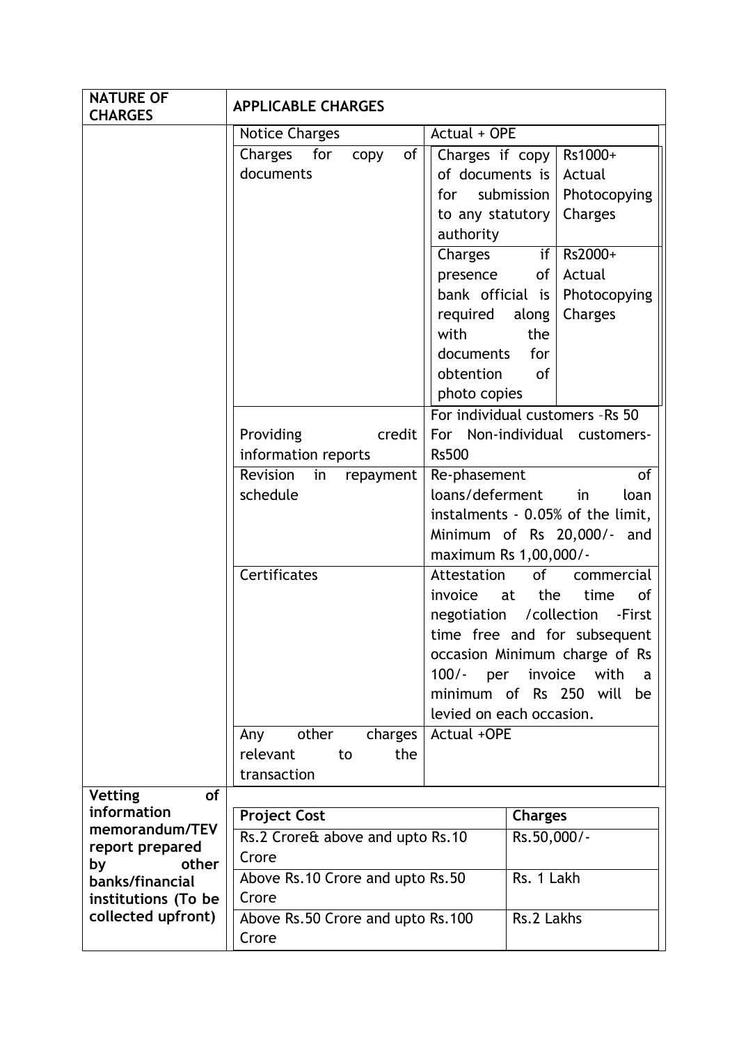| NATURE OF CHARGES | APPLICABLE CHARGES | | |
|---|---|---|---|
| | Notice Charges | Actual + OPE | |
| | Charges for copy of documents | Charges if copy of documents is for submission to any statutory authority | Rs1000+ Actual Photocopying Charges |
| | | Charges if presence of bank official is required along with the documents for obtention of photo copies | Rs2000+ Actual Photocopying Charges |
| | Providing credit information reports | For individual customers –Rs 50<br>For Non-individual customers-Rs500 | |
| | Revision in repayment schedule | Re-phasement of loans/deferment in loan instalments - 0.05% of the limit, Minimum of Rs 20,000/- and maximum Rs 1,00,000/- | |
| | Certificates | Attestation of commercial invoice at the time of negotiation /collection -First time free and for subsequent occasion Minimum charge of Rs 100/- per invoice with a minimum of Rs 250 will be levied on each occasion. | |
| | Any other charges relevant to the transaction | Actual +OPE | |

| NATURE OF CHARGES | Project Cost | Charges |
|---|---|---|
| **Vetting of information memorandum/TEV report prepared by other banks/financial institutions (To be collected upfront)** | Rs.2 Crore& above and upto Rs.10 Crore | Rs.50,000/- |
| | Above Rs.10 Crore and upto Rs.50 Crore | Rs. 1 Lakh |
| | Above Rs.50 Crore and upto Rs.100 Crore | Rs.2 Lakhs |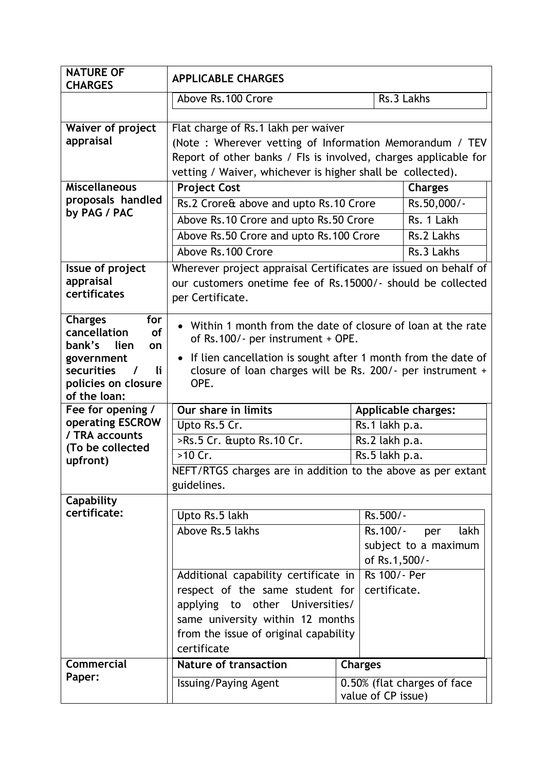| NATURE OF CHARGES | APPLICABLE CHARGES |
|---|---|
| | Above Rs.100 Crore — Rs.3 Lakhs |
| **Waiver of project appraisal** | Flat charge of Rs.1 lakh per waiver<br>(Note : Wherever vetting of Information Memorandum / TEV Report of other banks / FIs is involved, charges applicable for vetting / Waiver, whichever is higher shall be collected). |
| **Miscellaneous proposals handled by PAG / PAC** | **Project Cost** — **Charges**<br>Rs.2 Crore& above and upto Rs.10 Crore — Rs.50,000/-<br>Above Rs.10 Crore and upto Rs.50 Crore — Rs. 1 Lakh<br>Above Rs.50 Crore and upto Rs.100 Crore — Rs.2 Lakhs<br>Above Rs.100 Crore — Rs.3 Lakhs |
| **Issue of project appraisal certificates** | Wherever project appraisal Certificates are issued on behalf of our customers onetime fee of Rs.15000/- should be collected per Certificate. |
| **Charges for cancellation of bank's lien on government securities / li policies on closure of the loan:** | • Within 1 month from the date of closure of loan at the rate of Rs.100/- per instrument + OPE.<br>• If lien cancellation is sought after 1 month from the date of closure of loan charges will be Rs. 200/- per instrument + OPE. |
| **Fee for opening / operating ESCROW / TRA accounts (To be collected upfront)** | **Our share in limits** — **Applicable charges:**<br>Upto Rs.5 Cr. — Rs.1 lakh p.a.<br>>Rs.5 Cr. &upto Rs.10 Cr. — Rs.2 lakh p.a.<br>>10 Cr. — Rs.5 lakh p.a.<br>NEFT/RTGS charges are in addition to the above as per extant guidelines. |
| **Capability certificate:** | Upto Rs.5 lakh — Rs.500/-<br>Above Rs.5 lakhs — Rs.100/- per lakh subject to a maximum of Rs.1,500/-<br>Additional capability certificate in respect of the same student for applying to other Universities/ same university within 12 months from the issue of original capability certificate — Rs 100/- Per certificate. |
| **Commercial Paper:** | **Nature of transaction** — **Charges**<br>Issuing/Paying Agent — 0.50% (flat charges of face value of CP issue) |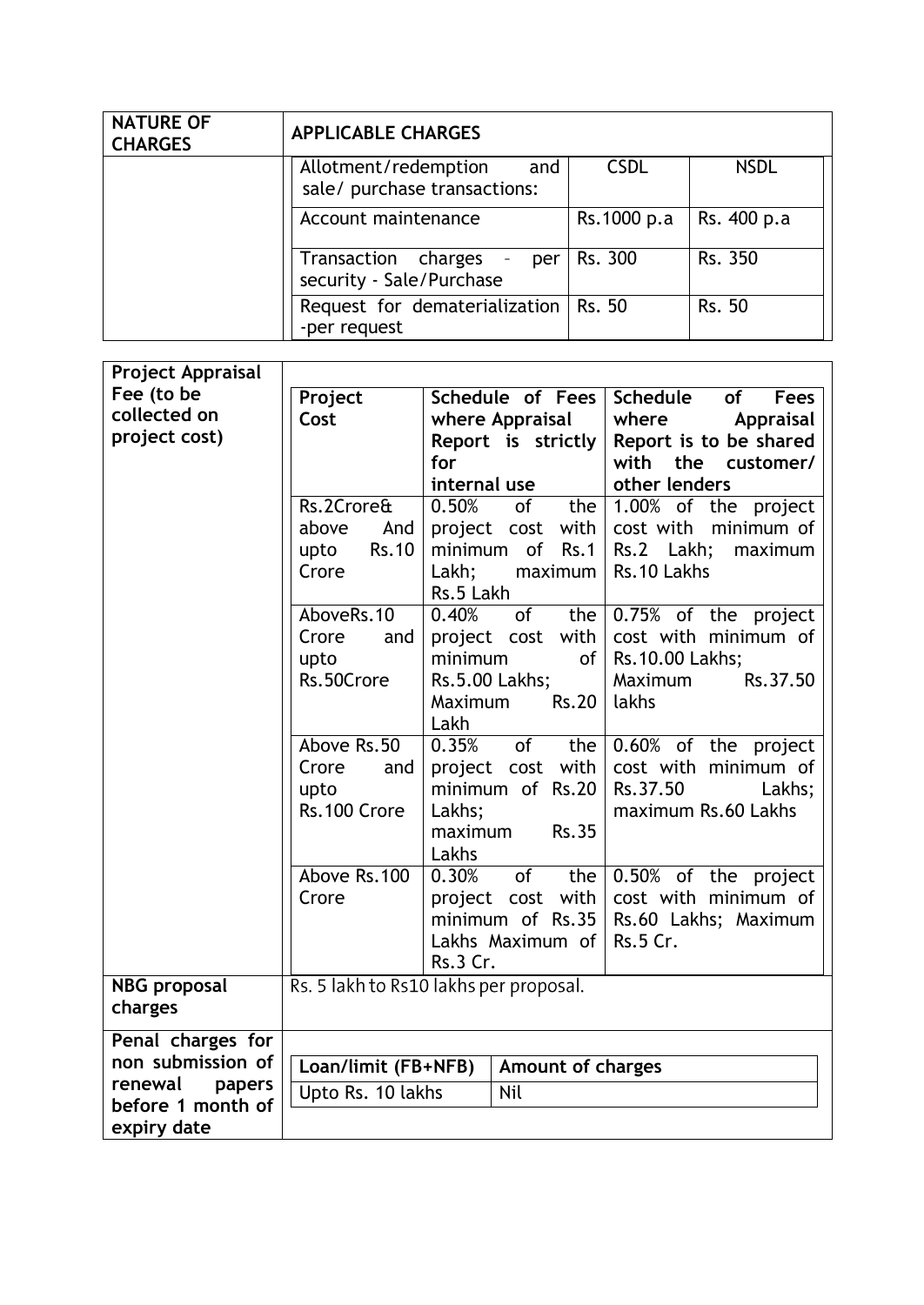| NATURE OF CHARGES | APPLICABLE CHARGES | | |
|---|---|---|---|
| | Allotment/redemption and sale/ purchase transactions: | CSDL | NSDL |
| | Account maintenance | Rs.1000 p.a | Rs. 400 p.a |
| | Transaction charges - per security - Sale/Purchase | Rs. 300 | Rs. 350 |
| | Request for dematerialization -per request | Rs. 50 | Rs. 50 |

| | | | |
|---|---|---|---|
| **Project Appraisal Fee (to be collected on project cost)** | **Project Cost** | **Schedule of Fees where Appraisal Report is strictly for internal use** | **Schedule of Fees where Appraisal Report is to be shared with the customer/ other lenders** |
| | Rs.2Crore& above And upto Rs.10 Crore | 0.50% of the project cost with minimum of Rs.1 Lakh; maximum Rs.5 Lakh | 1.00% of the project cost with minimum of Rs.2 Lakh; maximum Rs.10 Lakhs |
| | AboveRs.10 Crore and upto Rs.50Crore | 0.40% of the project cost with minimum of Rs.5.00 Lakhs; Maximum Rs.20 Lakh | 0.75% of the project cost with minimum of Rs.10.00 Lakhs; Maximum Rs.37.50 lakhs |
| | Above Rs.50 Crore and upto Rs.100 Crore | 0.35% of the project cost with minimum of Rs.20 Lakhs; maximum Rs.35 Lakhs | 0.60% of the project cost with minimum of Rs.37.50 Lakhs; maximum Rs.60 Lakhs |
| | Above Rs.100 Crore | 0.30% of the project cost with minimum of Rs.35 Lakhs Maximum of Rs.3 Cr. | 0.50% of the project cost with minimum of Rs.60 Lakhs; Maximum Rs.5 Cr. |
| **NBG proposal charges** | Rs. 5 lakh to Rs10 lakhs per proposal. | | |
| **Penal charges for non submission of renewal papers before 1 month of expiry date** | **Loan/limit (FB+NFB)** | **Amount of charges** | |
| | Upto Rs. 10 lakhs | Nil | |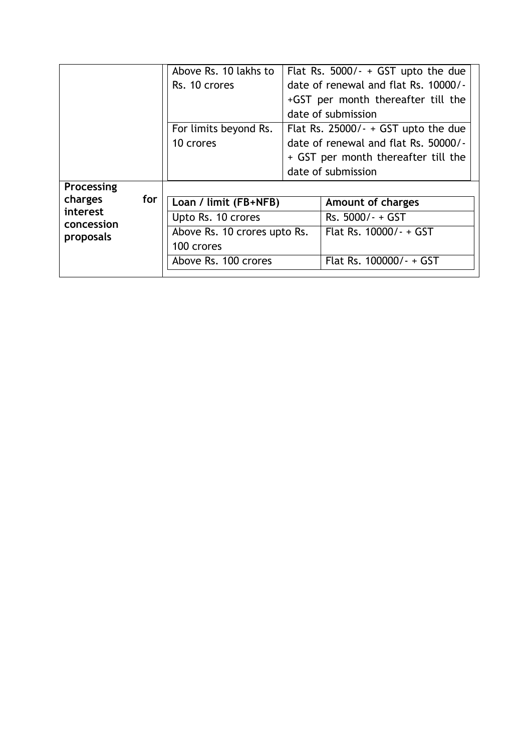| | | |
|---|---|---|
| | Above Rs. 10 lakhs to Rs. 10 crores | Flat Rs. 5000/- + GST upto the due date of renewal and flat Rs. 10000/- +GST per month thereafter till the date of submission |
| | For limits beyond Rs. 10 crores | Flat Rs. 25000/- + GST upto the due date of renewal and flat Rs. 50000/- + GST per month thereafter till the date of submission |

| | | |
|---|---|---|
| **Processing charges for interest concession proposals** | **Loan / limit (FB+NFB)** | **Amount of charges** |
| | Upto Rs. 10 crores | Rs. 5000/- + GST |
| | Above Rs. 10 crores upto Rs. 100 crores | Flat Rs. 10000/- + GST |
| | Above Rs. 100 crores | Flat Rs. 100000/- + GST |